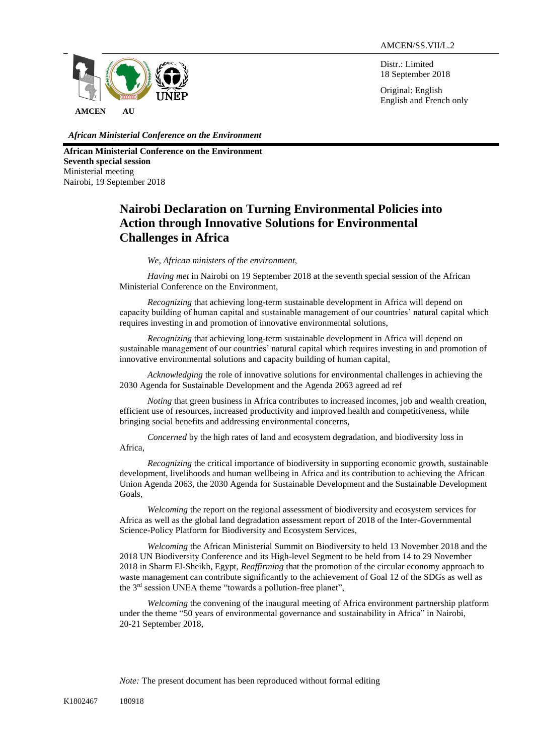AMCEN/SS.VII/L.2

Distr.: Limited
18 September 2018

Original: English
English and French only

AMCEN AU UNEP

*African Ministerial Conference on the Environment*

**African Ministerial Conference on the Environment**
**Seventh special session**
Ministerial meeting
Nairobi, 19 September 2018

# Nairobi Declaration on Turning Environmental Policies into Action through Innovative Solutions for Environmental Challenges in Africa

*We, African ministers of the environment,*

*Having met* in Nairobi on 19 September 2018 at the seventh special session of the African Ministerial Conference on the Environment,

*Recognizing* that achieving long-term sustainable development in Africa will depend on capacity building of human capital and sustainable management of our countries' natural capital which requires investing in and promotion of innovative environmental solutions,

*Recognizing* that achieving long-term sustainable development in Africa will depend on sustainable management of our countries' natural capital which requires investing in and promotion of innovative environmental solutions and capacity building of human capital,

*Acknowledging* the role of innovative solutions for environmental challenges in achieving the 2030 Agenda for Sustainable Development and the Agenda 2063 agreed ad ref

*Noting* that green business in Africa contributes to increased incomes, job and wealth creation, efficient use of resources, increased productivity and improved health and competitiveness, while bringing social benefits and addressing environmental concerns,

*Concerned* by the high rates of land and ecosystem degradation, and biodiversity loss in Africa,

*Recognizing* the critical importance of biodiversity in supporting economic growth, sustainable development, livelihoods and human wellbeing in Africa and its contribution to achieving the African Union Agenda 2063, the 2030 Agenda for Sustainable Development and the Sustainable Development Goals,

*Welcoming* the report on the regional assessment of biodiversity and ecosystem services for Africa as well as the global land degradation assessment report of 2018 of the Inter-Governmental Science-Policy Platform for Biodiversity and Ecosystem Services,

*Welcoming* the African Ministerial Summit on Biodiversity to held 13 November 2018 and the 2018 UN Biodiversity Conference and its High-level Segment to be held from 14 to 29 November 2018 in Sharm El-Sheikh, Egypt, *Reaffirming* that the promotion of the circular economy approach to waste management can contribute significantly to the achievement of Goal 12 of the SDGs as well as the 3rd session UNEA theme "towards a pollution-free planet",

*Welcoming* the convening of the inaugural meeting of Africa environment partnership platform under the theme "50 years of environmental governance and sustainability in Africa" in Nairobi, 20-21 September 2018,

*Note:* The present document has been reproduced without formal editing

K1802467 180918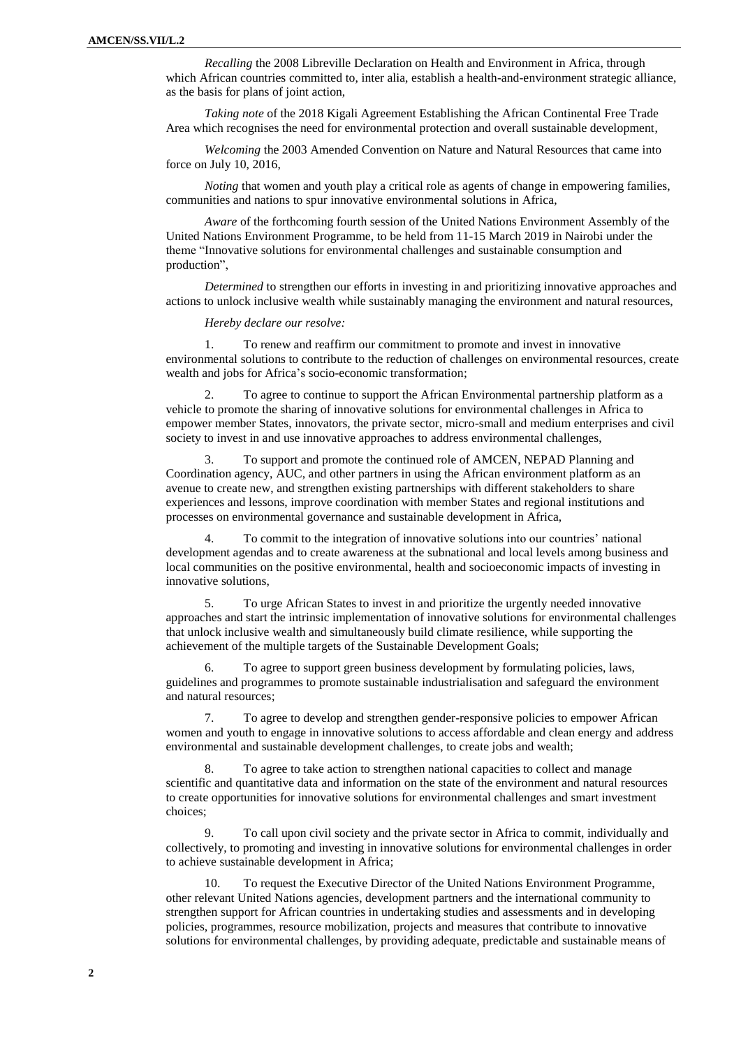*Recalling* the 2008 Libreville Declaration on Health and Environment in Africa, through which African countries committed to, inter alia, establish a health-and-environment strategic alliance, as the basis for plans of joint action,

*Taking note* of the 2018 Kigali Agreement Establishing the African Continental Free Trade Area which recognises the need for environmental protection and overall sustainable development,

*Welcoming* the 2003 Amended Convention on Nature and Natural Resources that came into force on July 10, 2016,

*Noting* that women and youth play a critical role as agents of change in empowering families, communities and nations to spur innovative environmental solutions in Africa,

*Aware* of the forthcoming fourth session of the United Nations Environment Assembly of the United Nations Environment Programme, to be held from 11-15 March 2019 in Nairobi under the theme "Innovative solutions for environmental challenges and sustainable consumption and production",

*Determined* to strengthen our efforts in investing in and prioritizing innovative approaches and actions to unlock inclusive wealth while sustainably managing the environment and natural resources,

*Hereby declare our resolve:*

1. To renew and reaffirm our commitment to promote and invest in innovative environmental solutions to contribute to the reduction of challenges on environmental resources, create wealth and jobs for Africa's socio-economic transformation;

2. To agree to continue to support the African Environmental partnership platform as a vehicle to promote the sharing of innovative solutions for environmental challenges in Africa to empower member States, innovators, the private sector, micro-small and medium enterprises and civil society to invest in and use innovative approaches to address environmental challenges,

3. To support and promote the continued role of AMCEN, NEPAD Planning and Coordination agency, AUC, and other partners in using the African environment platform as an avenue to create new, and strengthen existing partnerships with different stakeholders to share experiences and lessons, improve coordination with member States and regional institutions and processes on environmental governance and sustainable development in Africa,

4. To commit to the integration of innovative solutions into our countries' national development agendas and to create awareness at the subnational and local levels among business and local communities on the positive environmental, health and socioeconomic impacts of investing in innovative solutions,

5. To urge African States to invest in and prioritize the urgently needed innovative approaches and start the intrinsic implementation of innovative solutions for environmental challenges that unlock inclusive wealth and simultaneously build climate resilience, while supporting the achievement of the multiple targets of the Sustainable Development Goals;

6. To agree to support green business development by formulating policies, laws, guidelines and programmes to promote sustainable industrialisation and safeguard the environment and natural resources;

7. To agree to develop and strengthen gender-responsive policies to empower African women and youth to engage in innovative solutions to access affordable and clean energy and address environmental and sustainable development challenges, to create jobs and wealth;

8. To agree to take action to strengthen national capacities to collect and manage scientific and quantitative data and information on the state of the environment and natural resources to create opportunities for innovative solutions for environmental challenges and smart investment choices;

9. To call upon civil society and the private sector in Africa to commit, individually and collectively, to promoting and investing in innovative solutions for environmental challenges in order to achieve sustainable development in Africa;

10. To request the Executive Director of the United Nations Environment Programme, other relevant United Nations agencies, development partners and the international community to strengthen support for African countries in undertaking studies and assessments and in developing policies, programmes, resource mobilization, projects and measures that contribute to innovative solutions for environmental challenges, by providing adequate, predictable and sustainable means of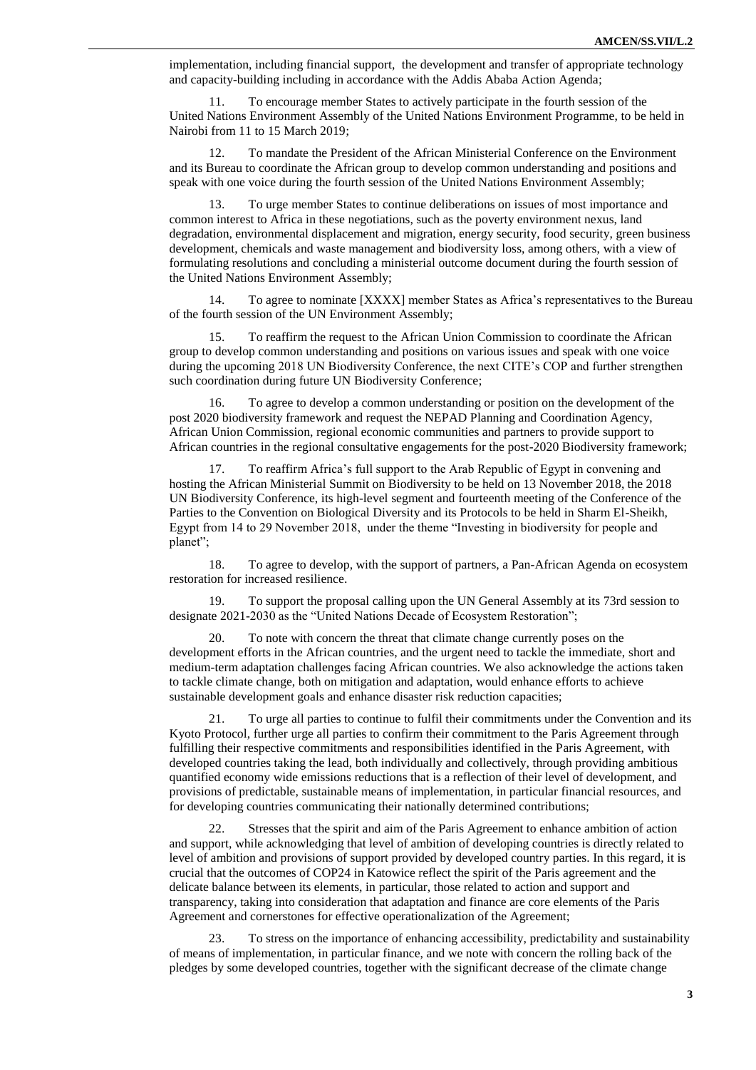implementation, including financial support, the development and transfer of appropriate technology and capacity-building including in accordance with the Addis Ababa Action Agenda;

11. To encourage member States to actively participate in the fourth session of the United Nations Environment Assembly of the United Nations Environment Programme, to be held in Nairobi from 11 to 15 March 2019;

12. To mandate the President of the African Ministerial Conference on the Environment and its Bureau to coordinate the African group to develop common understanding and positions and speak with one voice during the fourth session of the United Nations Environment Assembly;

13. To urge member States to continue deliberations on issues of most importance and common interest to Africa in these negotiations, such as the poverty environment nexus, land degradation, environmental displacement and migration, energy security, food security, green business development, chemicals and waste management and biodiversity loss, among others, with a view of formulating resolutions and concluding a ministerial outcome document during the fourth session of the United Nations Environment Assembly;

14. To agree to nominate [XXXX] member States as Africa's representatives to the Bureau of the fourth session of the UN Environment Assembly;

15. To reaffirm the request to the African Union Commission to coordinate the African group to develop common understanding and positions on various issues and speak with one voice during the upcoming 2018 UN Biodiversity Conference, the next CITE's COP and further strengthen such coordination during future UN Biodiversity Conference;

16. To agree to develop a common understanding or position on the development of the post 2020 biodiversity framework and request the NEPAD Planning and Coordination Agency, African Union Commission, regional economic communities and partners to provide support to African countries in the regional consultative engagements for the post-2020 Biodiversity framework;

17. To reaffirm Africa's full support to the Arab Republic of Egypt in convening and hosting the African Ministerial Summit on Biodiversity to be held on 13 November 2018, the 2018 UN Biodiversity Conference, its high-level segment and fourteenth meeting of the Conference of the Parties to the Convention on Biological Diversity and its Protocols to be held in Sharm El-Sheikh, Egypt from 14 to 29 November 2018, under the theme "Investing in biodiversity for people and planet";

18. To agree to develop, with the support of partners, a Pan-African Agenda on ecosystem restoration for increased resilience.

19. To support the proposal calling upon the UN General Assembly at its 73rd session to designate 2021-2030 as the "United Nations Decade of Ecosystem Restoration";

20. To note with concern the threat that climate change currently poses on the development efforts in the African countries, and the urgent need to tackle the immediate, short and medium-term adaptation challenges facing African countries. We also acknowledge the actions taken to tackle climate change, both on mitigation and adaptation, would enhance efforts to achieve sustainable development goals and enhance disaster risk reduction capacities;

21. To urge all parties to continue to fulfil their commitments under the Convention and its Kyoto Protocol, further urge all parties to confirm their commitment to the Paris Agreement through fulfilling their respective commitments and responsibilities identified in the Paris Agreement, with developed countries taking the lead, both individually and collectively, through providing ambitious quantified economy wide emissions reductions that is a reflection of their level of development, and provisions of predictable, sustainable means of implementation, in particular financial resources, and for developing countries communicating their nationally determined contributions;

22. Stresses that the spirit and aim of the Paris Agreement to enhance ambition of action and support, while acknowledging that level of ambition of developing countries is directly related to level of ambition and provisions of support provided by developed country parties. In this regard, it is crucial that the outcomes of COP24 in Katowice reflect the spirit of the Paris agreement and the delicate balance between its elements, in particular, those related to action and support and transparency, taking into consideration that adaptation and finance are core elements of the Paris Agreement and cornerstones for effective operationalization of the Agreement;

23. To stress on the importance of enhancing accessibility, predictability and sustainability of means of implementation, in particular finance, and we note with concern the rolling back of the pledges by some developed countries, together with the significant decrease of the climate change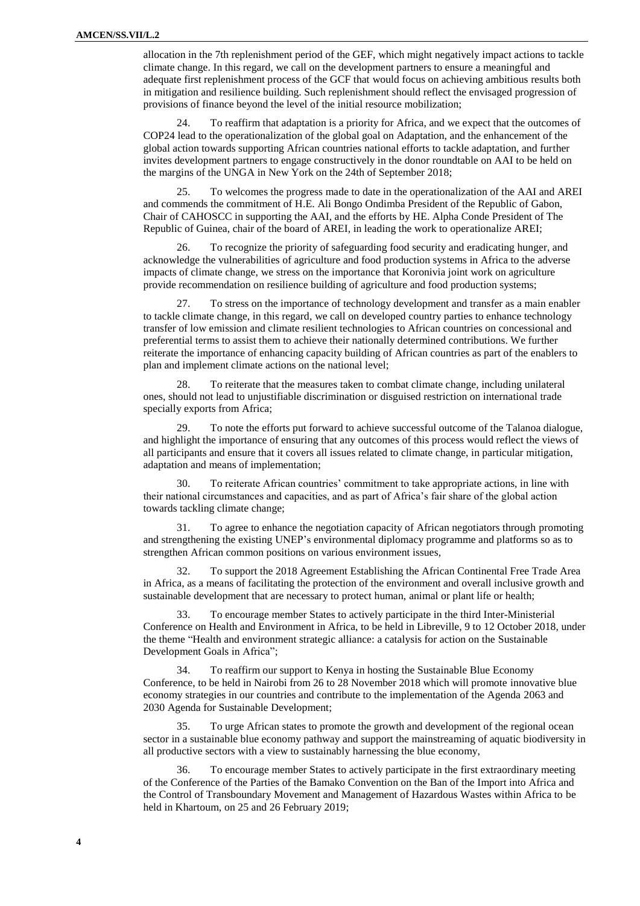allocation in the 7th replenishment period of the GEF, which might negatively impact actions to tackle climate change. In this regard, we call on the development partners to ensure a meaningful and adequate first replenishment process of the GCF that would focus on achieving ambitious results both in mitigation and resilience building. Such replenishment should reflect the envisaged progression of provisions of finance beyond the level of the initial resource mobilization;

24. To reaffirm that adaptation is a priority for Africa, and we expect that the outcomes of COP24 lead to the operationalization of the global goal on Adaptation, and the enhancement of the global action towards supporting African countries national efforts to tackle adaptation, and further invites development partners to engage constructively in the donor roundtable on AAI to be held on the margins of the UNGA in New York on the 24th of September 2018;

25. To welcomes the progress made to date in the operationalization of the AAI and AREI and commends the commitment of H.E. Ali Bongo Ondimba President of the Republic of Gabon, Chair of CAHOSCC in supporting the AAI, and the efforts by HE. Alpha Conde President of The Republic of Guinea, chair of the board of AREI, in leading the work to operationalize AREI;

26. To recognize the priority of safeguarding food security and eradicating hunger, and acknowledge the vulnerabilities of agriculture and food production systems in Africa to the adverse impacts of climate change, we stress on the importance that Koronivia joint work on agriculture provide recommendation on resilience building of agriculture and food production systems;

27. To stress on the importance of technology development and transfer as a main enabler to tackle climate change, in this regard, we call on developed country parties to enhance technology transfer of low emission and climate resilient technologies to African countries on concessional and preferential terms to assist them to achieve their nationally determined contributions. We further reiterate the importance of enhancing capacity building of African countries as part of the enablers to plan and implement climate actions on the national level;

28. To reiterate that the measures taken to combat climate change, including unilateral ones, should not lead to unjustifiable discrimination or disguised restriction on international trade specially exports from Africa;

29. To note the efforts put forward to achieve successful outcome of the Talanoa dialogue, and highlight the importance of ensuring that any outcomes of this process would reflect the views of all participants and ensure that it covers all issues related to climate change, in particular mitigation, adaptation and means of implementation;

30. To reiterate African countries' commitment to take appropriate actions, in line with their national circumstances and capacities, and as part of Africa's fair share of the global action towards tackling climate change;

31. To agree to enhance the negotiation capacity of African negotiators through promoting and strengthening the existing UNEP's environmental diplomacy programme and platforms so as to strengthen African common positions on various environment issues,

32. To support the 2018 Agreement Establishing the African Continental Free Trade Area in Africa, as a means of facilitating the protection of the environment and overall inclusive growth and sustainable development that are necessary to protect human, animal or plant life or health;

33. To encourage member States to actively participate in the third Inter-Ministerial Conference on Health and Environment in Africa, to be held in Libreville, 9 to 12 October 2018, under the theme "Health and environment strategic alliance: a catalysis for action on the Sustainable Development Goals in Africa";

34. To reaffirm our support to Kenya in hosting the Sustainable Blue Economy Conference, to be held in Nairobi from 26 to 28 November 2018 which will promote innovative blue economy strategies in our countries and contribute to the implementation of the Agenda 2063 and 2030 Agenda for Sustainable Development;

35. To urge African states to promote the growth and development of the regional ocean sector in a sustainable blue economy pathway and support the mainstreaming of aquatic biodiversity in all productive sectors with a view to sustainably harnessing the blue economy,

36. To encourage member States to actively participate in the first extraordinary meeting of the Conference of the Parties of the Bamako Convention on the Ban of the Import into Africa and the Control of Transboundary Movement and Management of Hazardous Wastes within Africa to be held in Khartoum, on 25 and 26 February 2019;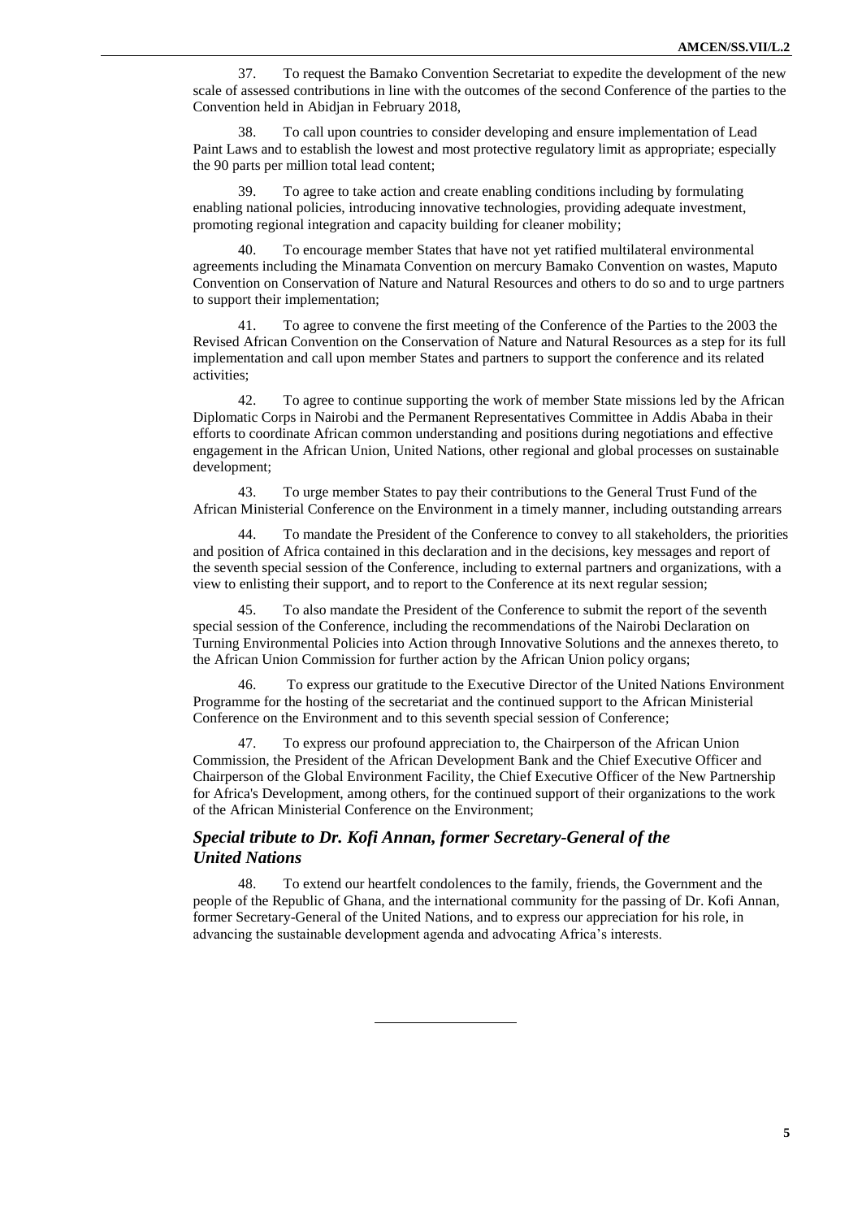37. To request the Bamako Convention Secretariat to expedite the development of the new scale of assessed contributions in line with the outcomes of the second Conference of the parties to the Convention held in Abidjan in February 2018,

38. To call upon countries to consider developing and ensure implementation of Lead Paint Laws and to establish the lowest and most protective regulatory limit as appropriate; especially the 90 parts per million total lead content;

39. To agree to take action and create enabling conditions including by formulating enabling national policies, introducing innovative technologies, providing adequate investment, promoting regional integration and capacity building for cleaner mobility;

40. To encourage member States that have not yet ratified multilateral environmental agreements including the Minamata Convention on mercury Bamako Convention on wastes, Maputo Convention on Conservation of Nature and Natural Resources and others to do so and to urge partners to support their implementation;

41. To agree to convene the first meeting of the Conference of the Parties to the 2003 the Revised African Convention on the Conservation of Nature and Natural Resources as a step for its full implementation and call upon member States and partners to support the conference and its related activities;

42. To agree to continue supporting the work of member State missions led by the African Diplomatic Corps in Nairobi and the Permanent Representatives Committee in Addis Ababa in their efforts to coordinate African common understanding and positions during negotiations and effective engagement in the African Union, United Nations, other regional and global processes on sustainable development;

43. To urge member States to pay their contributions to the General Trust Fund of the African Ministerial Conference on the Environment in a timely manner, including outstanding arrears

44. To mandate the President of the Conference to convey to all stakeholders, the priorities and position of Africa contained in this declaration and in the decisions, key messages and report of the seventh special session of the Conference, including to external partners and organizations, with a view to enlisting their support, and to report to the Conference at its next regular session;

45. To also mandate the President of the Conference to submit the report of the seventh special session of the Conference, including the recommendations of the Nairobi Declaration on Turning Environmental Policies into Action through Innovative Solutions and the annexes thereto, to the African Union Commission for further action by the African Union policy organs;

46. To express our gratitude to the Executive Director of the United Nations Environment Programme for the hosting of the secretariat and the continued support to the African Ministerial Conference on the Environment and to this seventh special session of Conference;

47. To express our profound appreciation to, the Chairperson of the African Union Commission, the President of the African Development Bank and the Chief Executive Officer and Chairperson of the Global Environment Facility, the Chief Executive Officer of the New Partnership for Africa's Development, among others, for the continued support of their organizations to the work of the African Ministerial Conference on the Environment;

### *Special tribute to Dr. Kofi Annan, former Secretary-General of the United Nations*

48. To extend our heartfelt condolences to the family, friends, the Government and the people of the Republic of Ghana, and the international community for the passing of Dr. Kofi Annan, former Secretary-General of the United Nations, and to express our appreciation for his role, in advancing the sustainable development agenda and advocating Africa's interests.